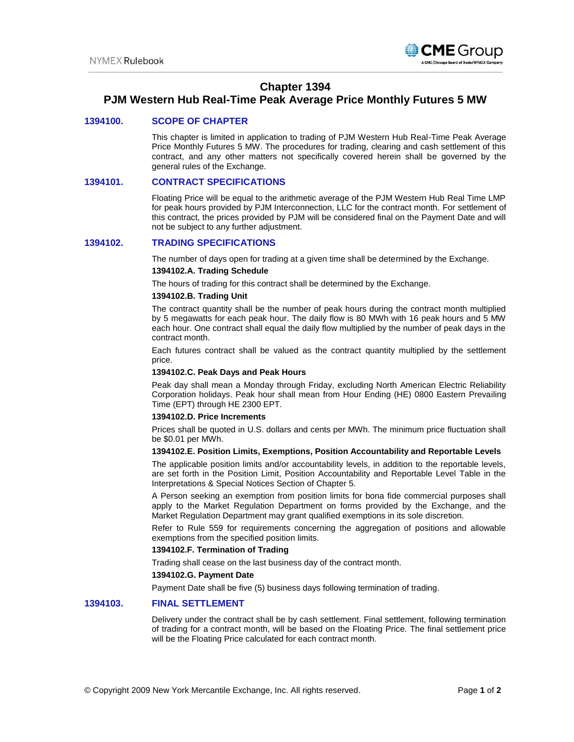# Chapter 1394
# PJM Western Hub Real-Time Peak Average Price Monthly Futures 5 MW

## 1394100. SCOPE OF CHAPTER

This chapter is limited in application to trading of PJM Western Hub Real-Time Peak Average Price Monthly Futures 5 MW. The procedures for trading, clearing and cash settlement of this contract, and any other matters not specifically covered herein shall be governed by the general rules of the Exchange.

## 1394101. CONTRACT SPECIFICATIONS

Floating Price will be equal to the arithmetic average of the PJM Western Hub Real Time LMP for peak hours provided by PJM Interconnection, LLC for the contract month. For settlement of this contract, the prices provided by PJM will be considered final on the Payment Date and will not be subject to any further adjustment.

## 1394102. TRADING SPECIFICATIONS

The number of days open for trading at a given time shall be determined by the Exchange.

**1394102.A. Trading Schedule**

The hours of trading for this contract shall be determined by the Exchange.

**1394102.B. Trading Unit**

The contract quantity shall be the number of peak hours during the contract month multiplied by 5 megawatts for each peak hour. The daily flow is 80 MWh with 16 peak hours and 5 MW each hour. One contract shall equal the daily flow multiplied by the number of peak days in the contract month.

Each futures contract shall be valued as the contract quantity multiplied by the settlement price.

**1394102.C. Peak Days and Peak Hours**

Peak day shall mean a Monday through Friday, excluding North American Electric Reliability Corporation holidays. Peak hour shall mean from Hour Ending (HE) 0800 Eastern Prevailing Time (EPT) through HE 2300 EPT.

**1394102.D. Price Increments**

Prices shall be quoted in U.S. dollars and cents per MWh. The minimum price fluctuation shall be $0.01 per MWh.

**1394102.E. Position Limits, Exemptions, Position Accountability and Reportable Levels**

The applicable position limits and/or accountability levels, in addition to the reportable levels, are set forth in the Position Limit, Position Accountability and Reportable Level Table in the Interpretations & Special Notices Section of Chapter 5.

A Person seeking an exemption from position limits for bona fide commercial purposes shall apply to the Market Regulation Department on forms provided by the Exchange, and the Market Regulation Department may grant qualified exemptions in its sole discretion.

Refer to Rule 559 for requirements concerning the aggregation of positions and allowable exemptions from the specified position limits.

**1394102.F. Termination of Trading**

Trading shall cease on the last business day of the contract month.

**1394102.G. Payment Date**

Payment Date shall be five (5) business days following termination of trading.

## 1394103. FINAL SETTLEMENT

Delivery under the contract shall be by cash settlement. Final settlement, following termination of trading for a contract month, will be based on the Floating Price. The final settlement price will be the Floating Price calculated for each contract month.

© Copyright 2009 New York Mercantile Exchange, Inc. All rights reserved.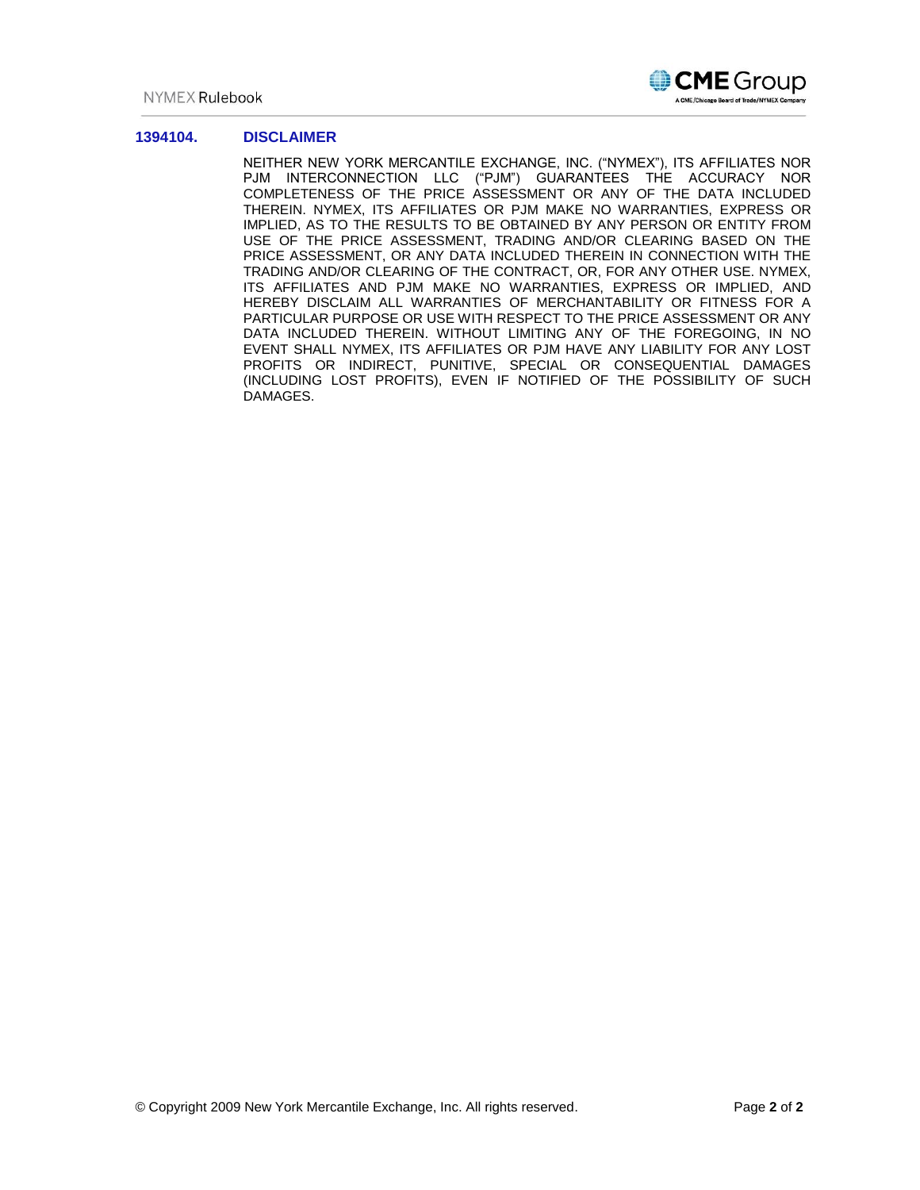## 1394104. DISCLAIMER

NEITHER NEW YORK MERCANTILE EXCHANGE, INC. ("NYMEX"), ITS AFFILIATES NOR PJM INTERCONNECTION LLC ("PJM") GUARANTEES THE ACCURACY NOR COMPLETENESS OF THE PRICE ASSESSMENT OR ANY OF THE DATA INCLUDED THEREIN. NYMEX, ITS AFFILIATES OR PJM MAKE NO WARRANTIES, EXPRESS OR IMPLIED, AS TO THE RESULTS TO BE OBTAINED BY ANY PERSON OR ENTITY FROM USE OF THE PRICE ASSESSMENT, TRADING AND/OR CLEARING BASED ON THE PRICE ASSESSMENT, OR ANY DATA INCLUDED THEREIN IN CONNECTION WITH THE TRADING AND/OR CLEARING OF THE CONTRACT, OR, FOR ANY OTHER USE. NYMEX, ITS AFFILIATES AND PJM MAKE NO WARRANTIES, EXPRESS OR IMPLIED, AND HEREBY DISCLAIM ALL WARRANTIES OF MERCHANTABILITY OR FITNESS FOR A PARTICULAR PURPOSE OR USE WITH RESPECT TO THE PRICE ASSESSMENT OR ANY DATA INCLUDED THEREIN. WITHOUT LIMITING ANY OF THE FOREGOING, IN NO EVENT SHALL NYMEX, ITS AFFILIATES OR PJM HAVE ANY LIABILITY FOR ANY LOST PROFITS OR INDIRECT, PUNITIVE, SPECIAL OR CONSEQUENTIAL DAMAGES (INCLUDING LOST PROFITS), EVEN IF NOTIFIED OF THE POSSIBILITY OF SUCH DAMAGES.